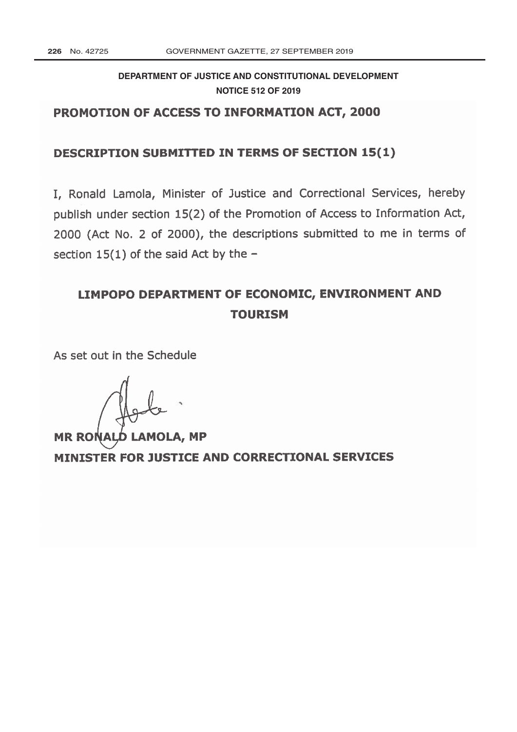**DEPARTMENT OF JUSTICE AND CONSTITUTIONAL DEVELOPMENT**

**NOTICE 512 OF 2019**

# PROMOTION OF ACCESS TO INFORMATION ACT, 2000

## DESCRIPTION SUBMITTED IN TERMS OF SECTION 15(1)

I, Ronald Lamola, Minister of Justice and Correctional Services, hereby publish under section 15(2) of the Promotion of Access to Information Act, 2000 (Act No. 2 of 2000), the descriptions submitted to me in terms of section 15(1) of the said Act by the –

## LIMPOPO DEPARTMENT OF ECONOMIC, ENVIRONMENT AND TOURISM

As set out in the Schedule

**MR RONALD LAMOLA, MP**
**MINISTER FOR JUSTICE AND CORRECTIONAL SERVICES**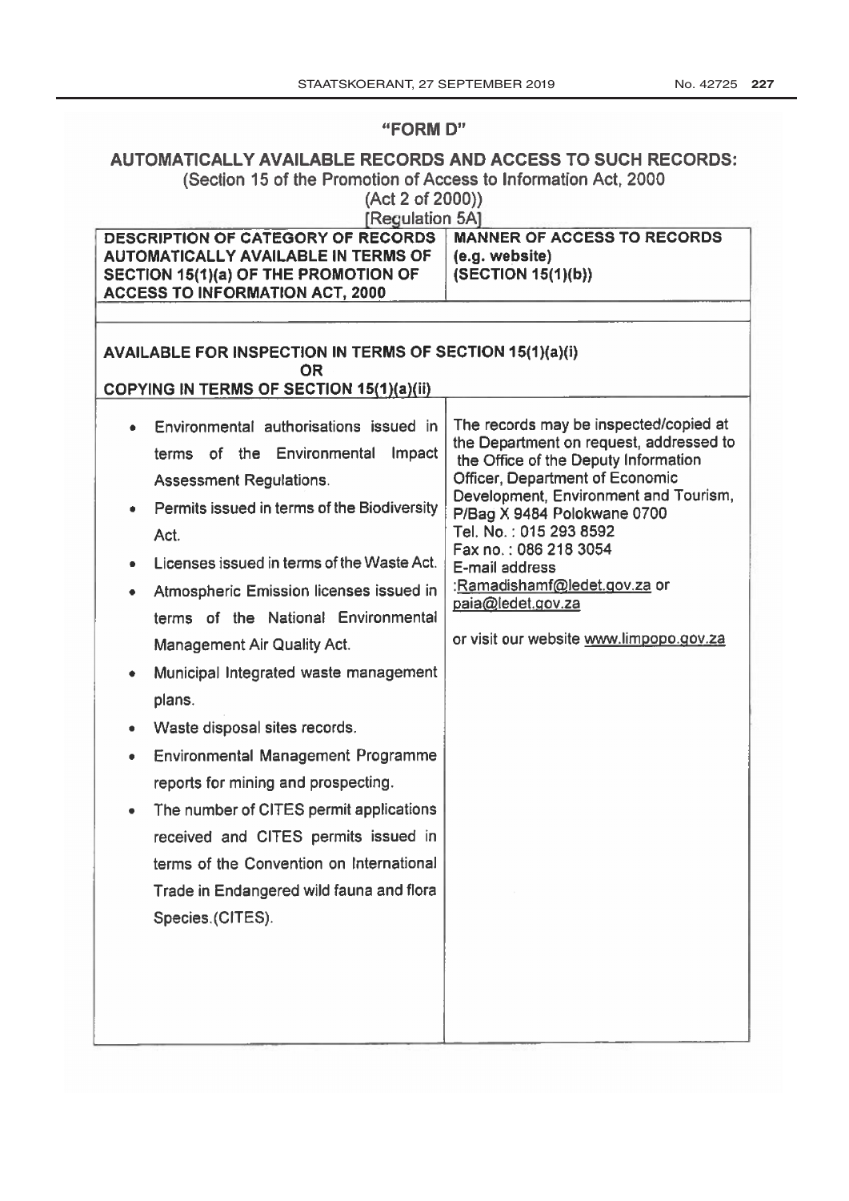## "FORM D"

### AUTOMATICALLY AVAILABLE RECORDS AND ACCESS TO SUCH RECORDS:

(Section 15 of the Promotion of Access to Information Act, 2000
(Act 2 of 2000))
[Regulation 5A]

| DESCRIPTION OF CATEGORY OF RECORDS AUTOMATICALLY AVAILABLE IN TERMS OF SECTION 15(1)(a) OF THE PROMOTION OF ACCESS TO INFORMATION ACT, 2000 | MANNER OF ACCESS TO RECORDS (e.g. website) (SECTION 15(1)(b)) |
|---|---|
| | |
| **AVAILABLE FOR INSPECTION IN TERMS OF SECTION 15(1)(a)(i) OR COPYING IN TERMS OF SECTION 15(1)(a)(ii)** | |
| • Environmental authorisations issued in terms of the Environmental Impact Assessment Regulations.<br>• Permits issued in terms of the Biodiversity Act.<br>• Licenses issued in terms of the Waste Act.<br>• Atmospheric Emission licenses issued in terms of the National Environmental Management Air Quality Act.<br>• Municipal Integrated waste management plans.<br>• Waste disposal sites records.<br>• Environmental Management Programme reports for mining and prospecting.<br>• The number of CITES permit applications received and CITES permits issued in terms of the Convention on International Trade in Endangered wild fauna and flora Species.(CITES). | The records may be inspected/copied at the Department on request, addressed to the Office of the Deputy Information Officer, Department of Economic Development, Environment and Tourism, P/Bag X 9484 Polokwane 0700<br>Tel. No. : 015 293 8592<br>Fax no. : 086 218 3054<br>E-mail address :Ramadishamf@ledet.gov.za or paia@ledet.gov.za<br><br>or visit our website www.limpopo.gov.za |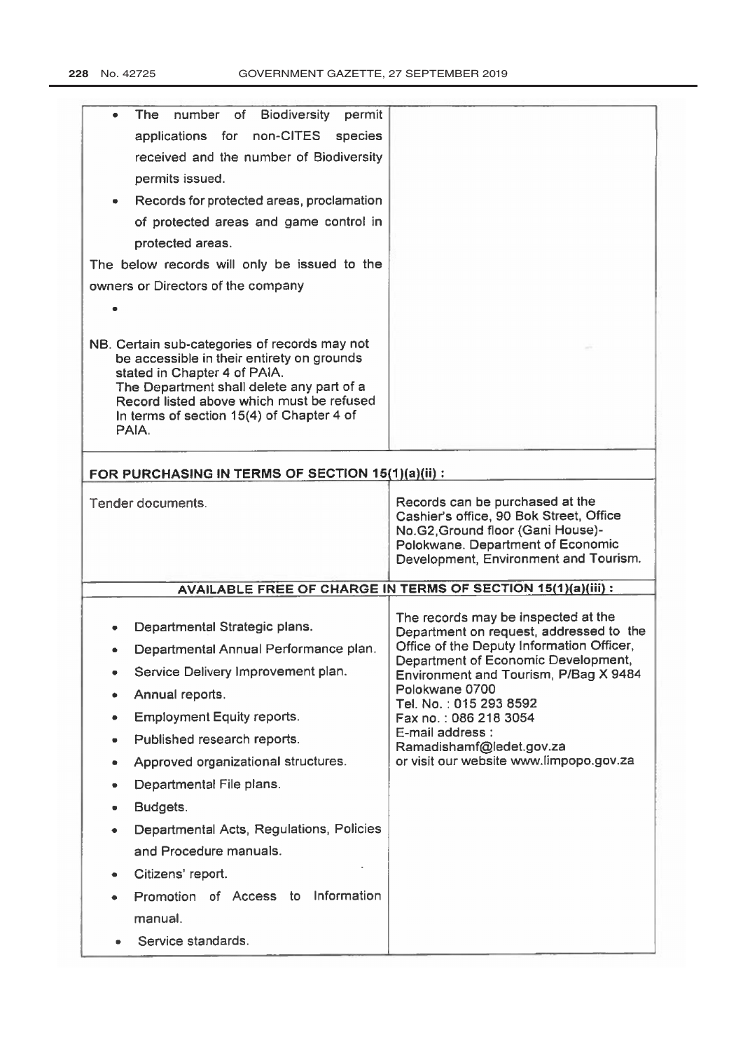| | |
|---|---|
| • The number of Biodiversity permit applications for non-CITES species received and the number of Biodiversity permits issued.<br>• Records for protected areas, proclamation of protected areas and game control in protected areas.<br>The below records will only be issued to the owners or Directors of the company<br>•<br>NB. Certain sub-categories of records may not be accessible in their entirety on grounds stated in Chapter 4 of PAIA. The Department shall delete any part of a Record listed above which must be refused In terms of section 15(4) of Chapter 4 of PAIA. | |
| **FOR PURCHASING IN TERMS OF SECTION 15(1)(a)(ii) :** | |
| Tender documents. | Records can be purchased at the Cashier's office, 90 Bok Street, Office No.G2,Ground floor (Gani House)-Polokwane. Department of Economic Development, Environment and Tourism. |
| **AVAILABLE FREE OF CHARGE IN TERMS OF SECTION 15(1)(a)(iii) :** | |
| • Departmental Strategic plans.<br>• Departmental Annual Performance plan.<br>• Service Delivery Improvement plan.<br>• Annual reports.<br>• Employment Equity reports.<br>• Published research reports.<br>• Approved organizational structures.<br>• Departmental File plans.<br>• Budgets.<br>• Departmental Acts, Regulations, Policies and Procedure manuals.<br>• Citizens' report.<br>• Promotion of Access to Information manual.<br>• Service standards. | The records may be inspected at the Department on request, addressed to the Office of the Deputy Information Officer, Department of Economic Development, Environment and Tourism, P/Bag X 9484 Polokwane 0700<br>Tel. No. : 015 293 8592<br>Fax no. : 086 218 3054<br>E-mail address :<br>Ramadishamf@ledet.gov.za<br>or visit our website www.limpopo.gov.za |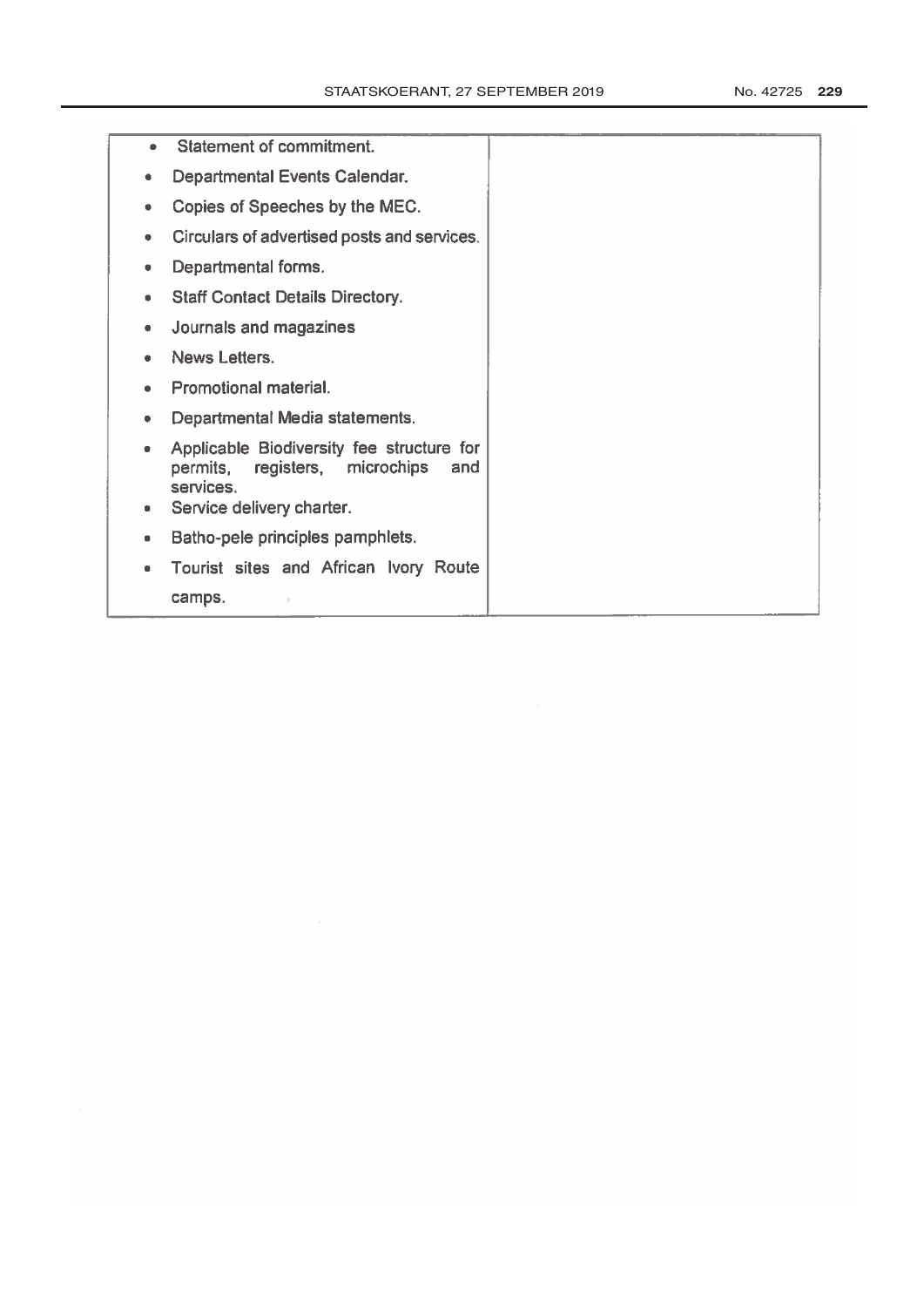| | |
|---|---|
| • Statement of commitment.<br>• Departmental Events Calendar.<br>• Copies of Speeches by the MEC.<br>• Circulars of advertised posts and services.<br>• Departmental forms.<br>• Staff Contact Details Directory.<br>• Journals and magazines<br>• News Letters.<br>• Promotional material.<br>• Departmental Media statements.<br>• Applicable Biodiversity fee structure for permits, registers, microchips and services.<br>• Service delivery charter.<br>• Batho-pele principles pamphlets.<br>• Tourist sites and African Ivory Route camps. | |